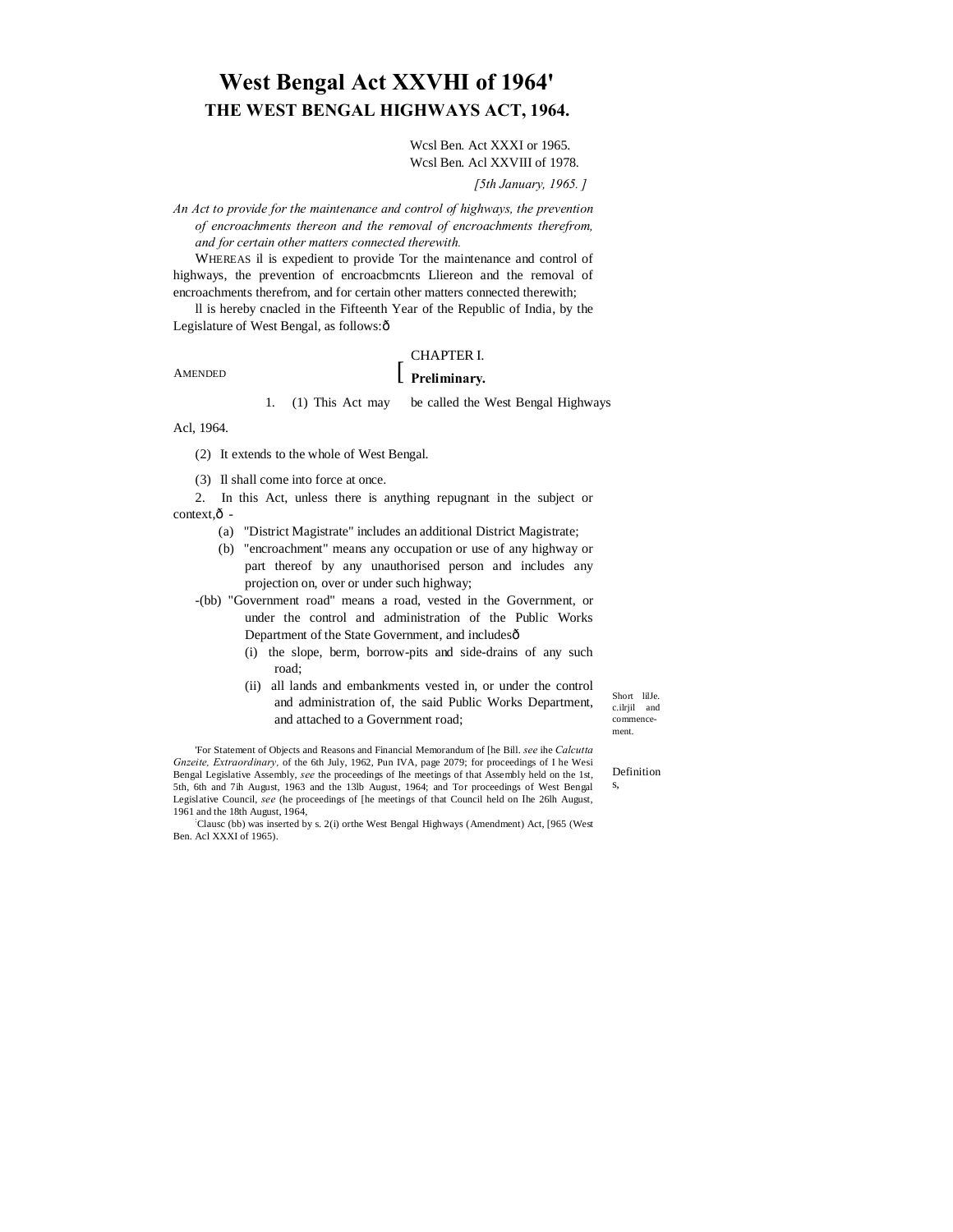# West Bengal Act XXVHI of 1964'

## THE WEST BENGAL HIGHWAYS ACT, 1964.

Wcsl Ben. Act XXXI or 1965.
Wcsl Ben. Acl XXVIII of 1978.

*[5th January, 1965. ]*

*An Act to provide for the maintenance and control of highways, the prevention of encroachments thereon and the removal of encroachments therefrom, and for certain other matters connected therewith.*

WHEREAS il is expedient to provide Tor the maintenance and control of highways, the prevention of encroacbmcnts Lliereon and the removal of encroachments therefrom, and for certain other matters connected therewith;

ll is hereby cnacled in the Fifteenth Year of the Republic of India, by the Legislature of West Bengal, as follows:ô

AMENDED

### CHAPTER I.

### Preliminary.

Short lilJe. c.ilrjil and commencement.

1. (1) This Act may be called the West Bengal Highways Acl, 1964.

(2) It extends to the whole of West Bengal.

(3) Il shall come into force at once.

Definitions,

2. In this Act, unless there is anything repugnant in the subject or context,ô -

(a) "District Magistrate" includes an additional District Magistrate;

(b) "encroachment" means any occupation or use of any highway or part thereof by any unauthorised person and includes any projection on, over or under such highway;

-(bb) "Government road" means a road, vested in the Government, or under the control and administration of the Public Works Department of the State Government, and includesô

(i) the slope, berm, borrow-pits and side-drains of any such road;

(ii) all lands and embankments vested in, or under the control and administration of, the said Public Works Department, and attached to a Government road;

'For Statement of Objects and Reasons and Financial Memorandum of [he Bill. *see* ihe *Calcutta Gnzeite, Extraordinary,* of the 6th July, 1962, Pun IVA, page 2079; for proceedings of I he Wesi Bengal Legislative Assembly, *see* the proceedings of Ihe meetings of that Assembly held on the 1st, 5th, 6th and 7ih August, 1963 and the 13lb August, 1964; and Tor proceedings of West Bengal Legislative Council, *see* (he proceedings of [he meetings of that Council held on Ihe 26lh August, 1961 and the 18th August, 1964,

:Clausc (bb) was inserted by s. 2(i) orthe West Bengal Highways (Amendment) Act, [965 (West Ben. Acl XXXI of 1965).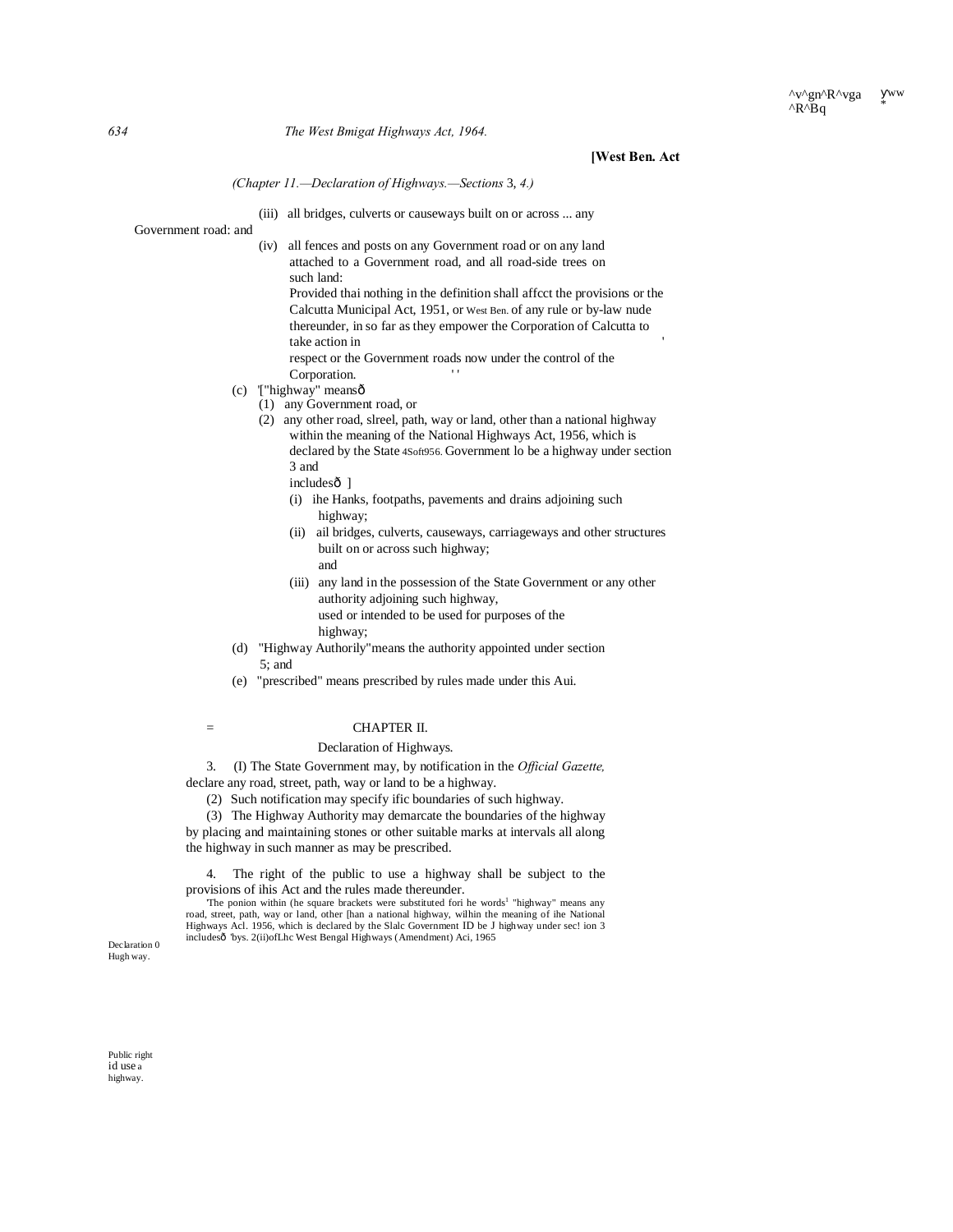[West Ben. Act

*(Chapter II.—Declaration of Highways.—Sections 3, 4.)*

(iii) all bridges, culverts or causeways built on or across ... any Government road: and

(iv) all fences and posts on any Government road or on any land attached to a Government road, and all road-side trees on such land:

Provided thai nothing in the definition shall affcct the provisions or the Calcutta Municipal Act, 1951, or West Ben. of any rule or by-law nude thereunder, in so far as they empower the Corporation of Calcutta to take action in respect or the Government roads now under the control of the Corporation.

(c) '["highway" meansô

(1) any Government road, or

(2) any other road, slreel, path, way or land, other than a national highway within the meaning of the National Highways Act, 1956, which is declared by the State 4Soft956. Government lo be a highway under section 3 and includesô ]

(i) ihe Hanks, footpaths, pavements and drains adjoining such highway;

(ii) ail bridges, culverts, causeways, carriageways and other structures built on or across such highway; and

(iii) any land in the possession of the State Government or any other authority adjoining such highway, used or intended to be used for purposes of the highway;

(d) "Highway Authorily"means the authority appointed under section 5; and

(e) "prescribed" means prescribed by rules made under this Aui.

## CHAPTER II.

### Declaration of Highways.

Declaration 0 Hugh way.

3. (I) The State Government may, by notification in the *Official Gazette,* declare any road, street, path, way or land to be a highway.

(2) Such notification may specify ific boundaries of such highway.

(3) The Highway Authority may demarcate the boundaries of the highway by placing and maintaining stones or other suitable marks at intervals all along the highway in such manner as may be prescribed.

Public right id use a highway.

4. The right of the public to use a highway shall be subject to the provisions of ihis Act and the rules made thereunder.

'The ponion within (he square brackets were substituted fori he words[1] "highway" means any road, street, path, way or land, other [han a national highway, wilhin the meaning of ihe National Highways Acl. 1956, which is declared by the Slalc Government ID be J highway under sec! ion 3 includesô 'bys. 2(ii)ofLhc West Bengal Highways (Amendment) Aci, 1965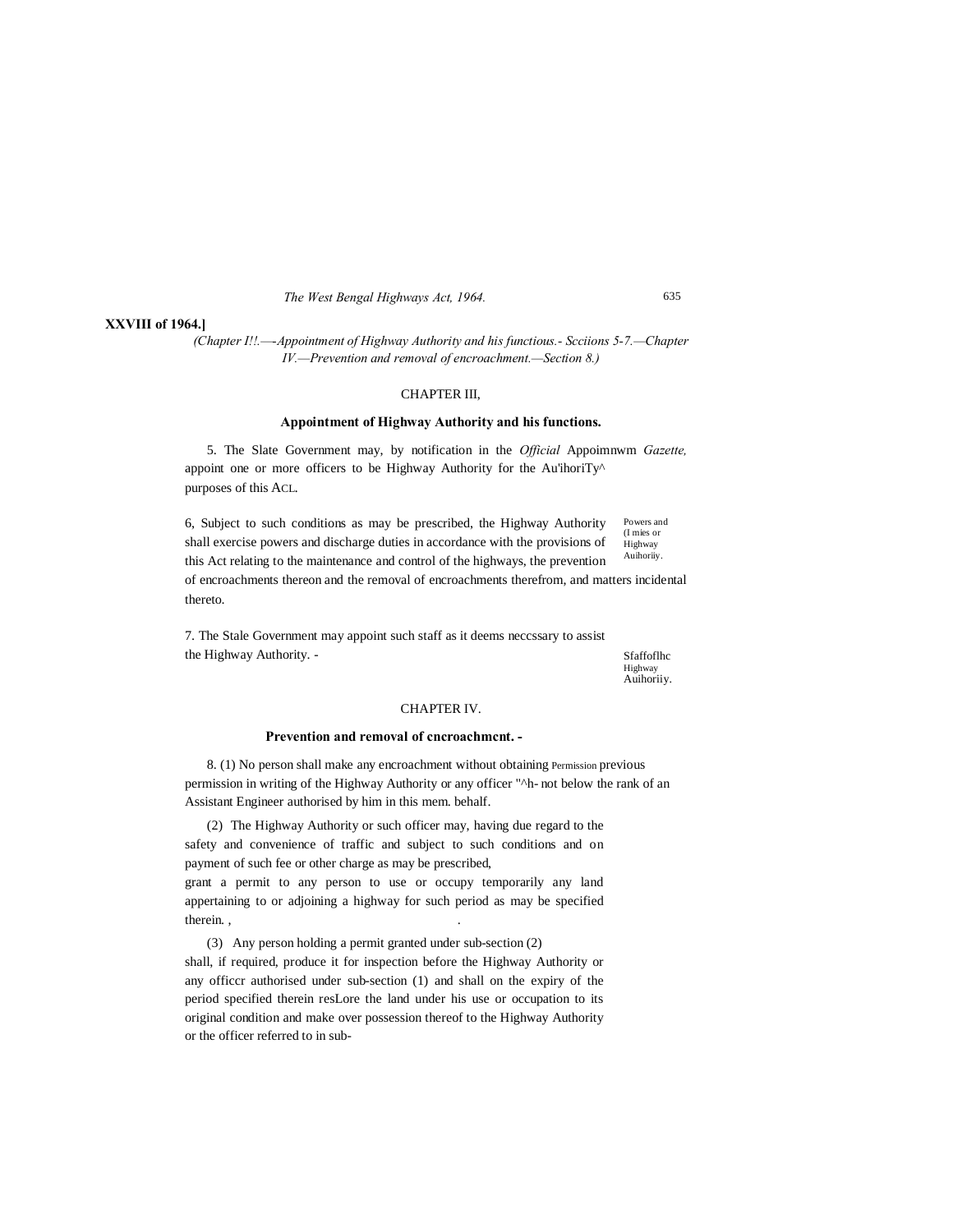**XXVIII of 1964.]**

*(Chapter I!!.—-Appointment of Highway Authority and his functious.- Scciions 5-7.—Chapter IV.—Prevention and removal of encroachment.—Section 8.)*

## CHAPTER III,

### Appointment of Highway Authority and his functions.

5. The Slate Government may, by notification in the *Official Gazette,* appoint one or more officers to be Highway Authority for the purposes of this ACL.

Appoimnwm Au'ihoriTy^

6, Subject to such conditions as may be prescribed, the Highway Authority shall exercise powers and discharge duties in accordance with the provisions of this Act relating to the maintenance and control of the highways, the prevention of encroachments thereon and the removal of encroachments therefrom, and matters incidental thereto.

Powers and (I mies or Highway Auihoriiy.

7. The Stale Government may appoint such staff as it deems neccssary to assist the Highway Authority. -

Sfaffoflhc Highway Auihoriiy.

## CHAPTER IV.

### Prevention and removal of cncroachmcnt. -

8. (1) No person shall make any encroachment without obtaining previous permission in writing of the Highway Authority or any officer "^h- not below the rank of an Assistant Engineer authorised by him in this behalf.

Permission mem.

(2) The Highway Authority or such officer may, having due regard to the safety and convenience of traffic and subject to such conditions and on payment of such fee or other charge as may be prescribed, grant a permit to any person to use or occupy temporarily any land appertaining to or adjoining a highway for such period as may be specified therein. ,

(3) Any person holding a permit granted under sub-section (2) shall, if required, produce it for inspection before the Highway Authority or any officcr authorised under sub-section (1) and shall on the expiry of the period specified therein resLore the land under his use or occupation to its original condition and make over possession thereof to the Highway Authority or the officer referred to in sub-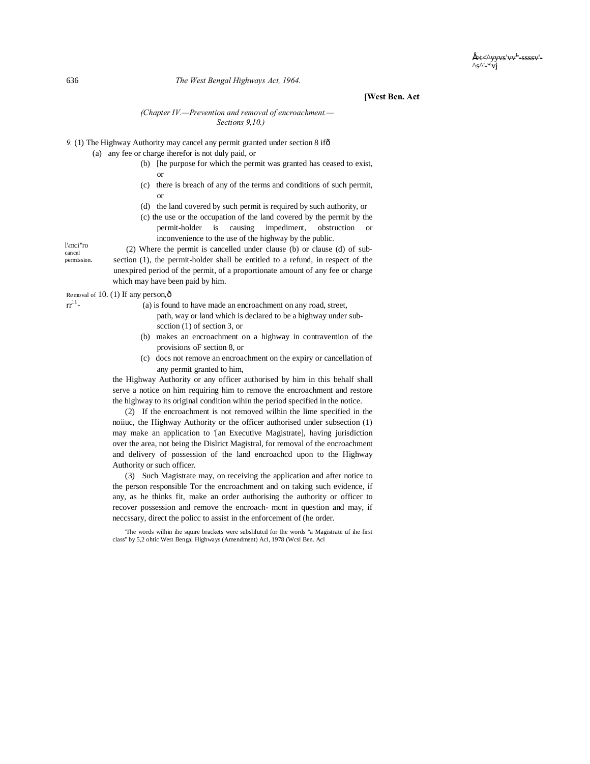[West Ben. Act

*(Chapter IV.—Prevention and removal of encroachment.— Sections 9,10.)*

l\mci"ro cancel permission.

*9.* (1) The Highway Authority may cancel any permit granted under section 8 ifô

(a) any fee or charge iherefor is not duly paid, or

(b) [he purpose for which the permit was granted has ceased to exist, or

(c) there is breach of any of the terms and conditions of such permit, or

(d) the land covered by such permit is required by such authority, or

(c) the use or the occupation of the land covered by the permit by the permit-holder is causing impediment, obstruction or inconvenience to the use of the highway by the public.

(2) Where the permit is cancelled under clause (b) or clause (d) of sub-section (1), the permit-holder shall be entitled to a refund, in respect of the unexpired period of the permit, of a proportionate amount of any fee or charge which may have been paid by him.

Removal of rr[11]-

10. (1) If any person,ô

(a) is found to have made an encroachment on any road, street, path, way or land which is declared to be a highway under sub-scction (1) of section 3, or

(b) makes an encroachment on a highway in contravention of the provisions oF section 8, or

(c) docs not remove an encroachment on the expiry or cancellation of any permit granted to him,

the Highway Authority or any officer authorised by him in this behalf shall serve a notice on him requiring him to remove the encroachment and restore the highway to its original condition wihin the period specified in the notice.

(2) If the encroachment is not removed wilhin the lime specified in the noiiuc, the Highway Authority or the officer authorised under subsection (1) may make an application to '[an Executive Magistrate], having jurisdiction over the area, not being the Dislrict Magistral, for removal of the encroachment and delivery of possession of the land encroachcd upon to the Highway Authority or such officer.

(3) Such Magistrate may, on receiving the application and after notice to the person responsible Tor the encroachment and on taking such evidence, if any, as he thinks fit, make an order authorising the authority or officer to recover possession and remove the encroach- mcnt in question and may, if neccssary, direct the policc to assist in the enforcement of (he order.

'The words wilhin ihe squire brackets were subslilutcd for Ihe words "a Magistrate uf ihe first class" by 5,2 ohtic West Bengal Highways (Amendment) Acl, 1978 (Wcsl Ben. Acl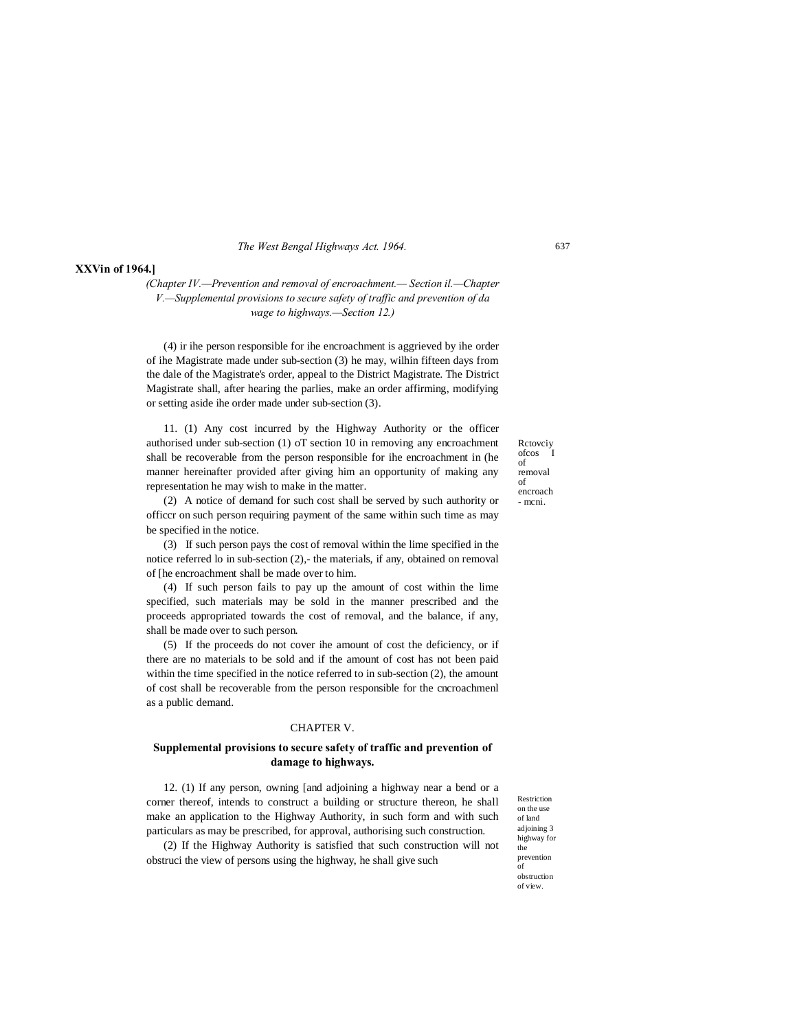**XXVin of 1964.]**

*(Chapter IV.—Prevention and removal of encroachment.— Section il.—Chapter V.—Supplemental provisions to secure safety of traffic and prevention of da wage to highways.—Section 12.)*

(4) ir ihe person responsible for ihe encroachment is aggrieved by ihe order of ihe Magistrate made under sub-section (3) he may, wilhin fifteen days from the dale of the Magistrate's order, appeal to the District Magistrate. The District Magistrate shall, after hearing the parlies, make an order affirming, modifying or setting aside ihe order made under sub-section (3).

Rctovciy ofcos I of removal of encroach - mcni.

11. (1) Any cost incurred by the Highway Authority or the officer authorised under sub-section (1) oT section 10 in removing any encroachment shall be recoverable from the person responsible for ihe encroachment in (he manner hereinafter provided after giving him an opportunity of making any representation he may wish to make in the matter.

(2) A notice of demand for such cost shall be served by such authority or officcr on such person requiring payment of the same within such time as may be specified in the notice.

(3) If such person pays the cost of removal within the lime specified in the notice referred lo in sub-section (2),- the materials, if any, obtained on removal of [he encroachment shall be made over to him.

(4) If such person fails to pay up the amount of cost within the lime specified, such materials may be sold in the manner prescribed and the proceeds appropriated towards the cost of removal, and the balance, if any, shall be made over to such person.

(5) If the proceeds do not cover ihe amount of cost the deficiency, or if there are no materials to be sold and if the amount of cost has not been paid within the time specified in the notice referred to in sub-section (2), the amount of cost shall be recoverable from the person responsible for the cncroachmenl as a public demand.

## CHAPTER V.

## Supplemental provisions to secure safety of traffic and prevention of damage to highways.

Restriction on the use of land adjoining 3 highway for the prevention of obstruction of view.

12. (1) If any person, owning [and adjoining a highway near a bend or a corner thereof, intends to construct a building or structure thereon, he shall make an application to the Highway Authority, in such form and with such particulars as may be prescribed, for approval, authorising such construction.

(2) If the Highway Authority is satisfied that such construction will not obstruci the view of persons using the highway, he shall give such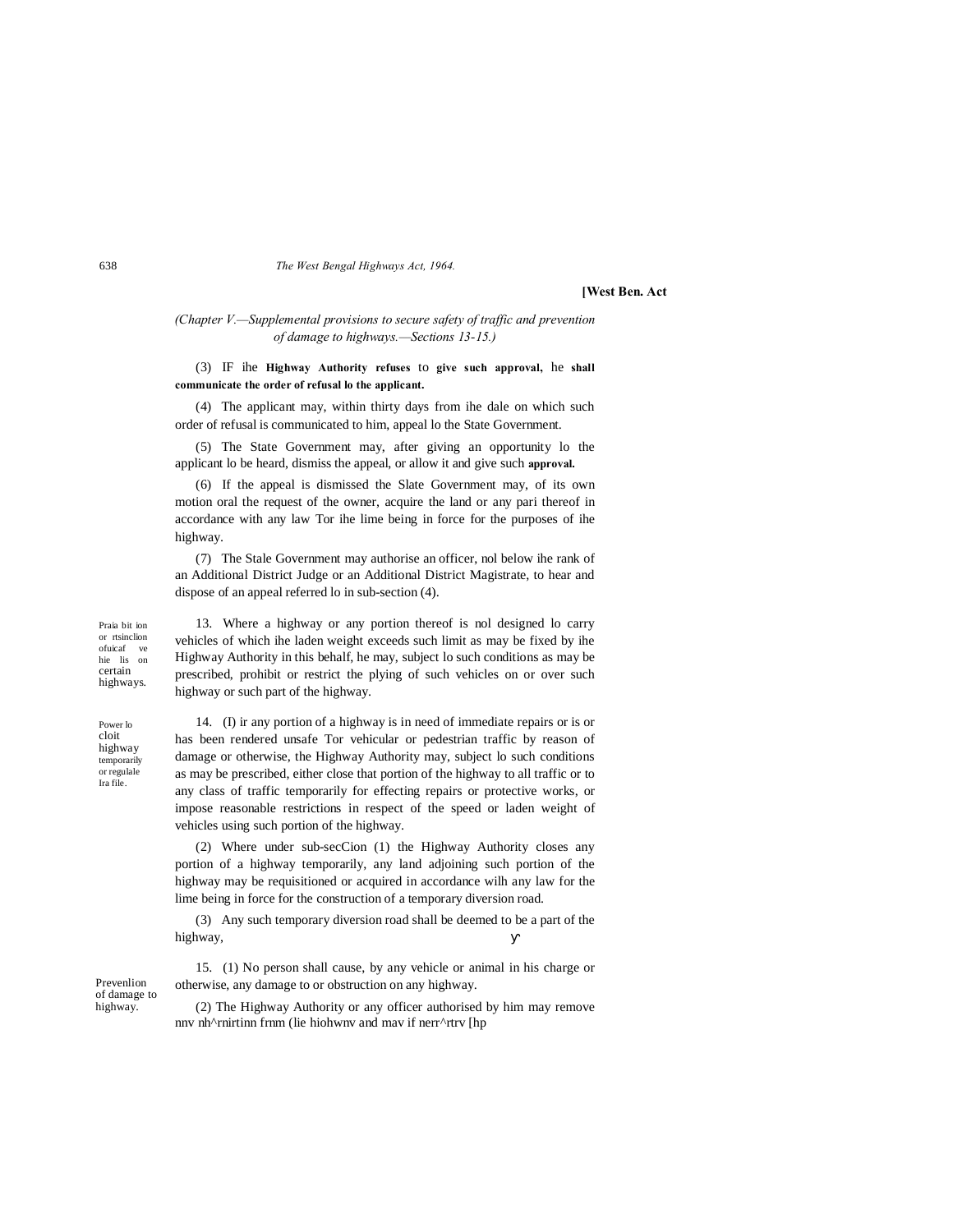**[West Ben. Act**

*(Chapter V.—Supplemental provisions to secure safety of traffic and prevention of damage to highways.—Sections 13-15.)*

(3) IF ihe **Highway Authority refuses** to **give such approval,** he **shall communicate the order of refusal lo the applicant.**

(4) The applicant may, within thirty days from ihe dale on which such order of refusal is communicated to him, appeal lo the State Government.

(5) The State Government may, after giving an opportunity lo the applicant lo be heard, dismiss the appeal, or allow it and give such **approval.**

(6) If the appeal is dismissed the Slate Government may, of its own motion oral the request of the owner, acquire the land or any pari thereof in accordance with any law Tor ihe lime being in force for the purposes of ihe highway.

(7) The Stale Government may authorise an officer, nol below ihe rank of an Additional District Judge or an Additional District Magistrate, to hear and dispose of an appeal referred lo in sub-section (4).

Praia bit ion or rtsinclion ofuicaf ve hie lis on certain highways.

13. Where a highway or any portion thereof is nol designed lo carry vehicles of which ihe laden weight exceeds such limit as may be fixed by ihe Highway Authority in this behalf, he may, subject lo such conditions as may be prescribed, prohibit or restrict the plying of such vehicles on or over such highway or such part of the highway.

Power lo cloit highway temporarily or regulale Ira file.

14. (I) ir any portion of a highway is in need of immediate repairs or is or has been rendered unsafe Tor vehicular or pedestrian traffic by reason of damage or otherwise, the Highway Authority may, subject lo such conditions as may be prescribed, either close that portion of the highway to all traffic or to any class of traffic temporarily for effecting repairs or protective works, or impose reasonable restrictions in respect of the speed or laden weight of vehicles using such portion of the highway.

(2) Where under sub-secCion (1) the Highway Authority closes any portion of a highway temporarily, any land adjoining such portion of the highway may be requisitioned or acquired in accordance wilh any law for the lime being in force for the construction of a temporary diversion road.

(3) Any such temporary diversion road shall be deemed to be a part of the highway,

Prevenlion of damage to highway.

15. (1) No person shall cause, by any vehicle or animal in his charge or otherwise, any damage to or obstruction on any highway.

(2) The Highway Authority or any officer authorised by him may remove nnv nh^rnirtinn frnm (lie hiohwnv and mav if nerr^rtrv [hp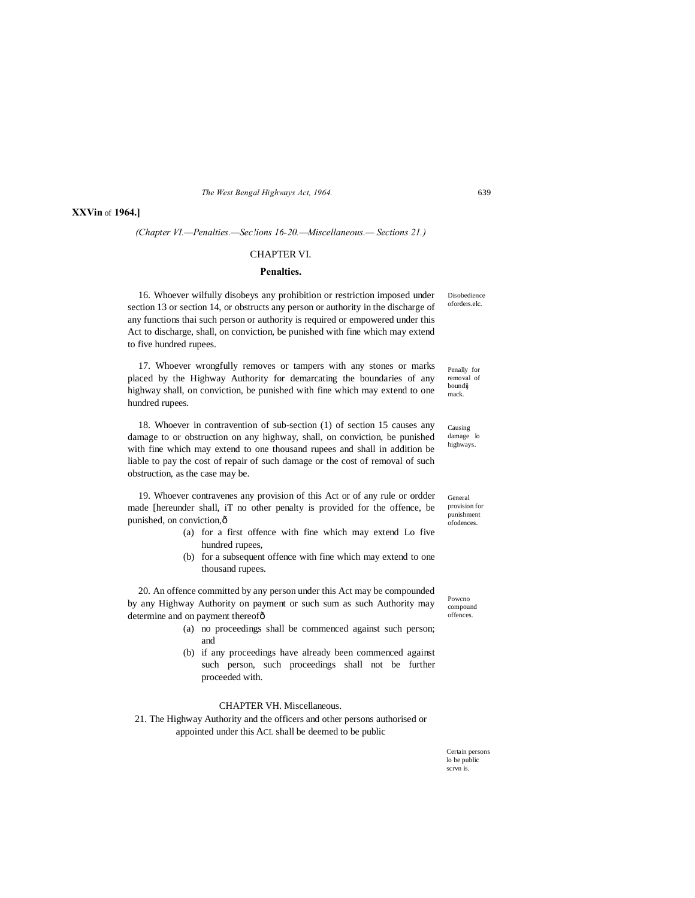**XXVin** of **1964.]**

*(Chapter VI.—Penalties.—Sec!ions 16-20.—Miscellaneous.— Sections 21.)*

## CHAPTER VI.

### Penalties.

Disobedience oforders.elc.

16. Whoever wilfully disobeys any prohibition or restriction imposed under section 13 or section 14, or obstructs any person or authority in the discharge of any functions thai such person or authority is required or empowered under this Act to discharge, shall, on conviction, be punished with fine which may extend to five hundred rupees.

Penally for removal of boundij mack.

17. Whoever wrongfully removes or tampers with any stones or marks placed by the Highway Authority for demarcating the boundaries of any highway shall, on conviction, be punished with fine which may extend to one hundred rupees.

Causing damage lo highways.

18. Whoever in contravention of sub-section (1) of section 15 causes any damage to or obstruction on any highway, shall, on conviction, be punished with fine which may extend to one thousand rupees and shall in addition be liable to pay the cost of repair of such damage or the cost of removal of such obstruction, as the case may be.

General provision for punishment ofodences.

19. Whoever contravenes any provision of this Act or of any rule or ordder made [hereunder shall, iT no other penalty is provided for the offence, be punished, on conviction,ð

(a) for a first offence with fine which may extend Lo five hundred rupees,

(b) for a subsequent offence with fine which may extend to one thousand rupees.

Powcno compound offences.

20. An offence committed by any person under this Act may be compounded by any Highway Authority on payment or such sum as such Authority may determine and on payment thereofð

(a) no proceedings shall be commenced against such person; and

(b) if any proceedings have already been commenced against such person, such proceedings shall not be further proceeded with.

## CHAPTER VH. Miscellaneous.

Certain persons lo be public scrvn is.

21. The Highway Authority and the officers and other persons authorised or appointed under this ACL shall be deemed to be public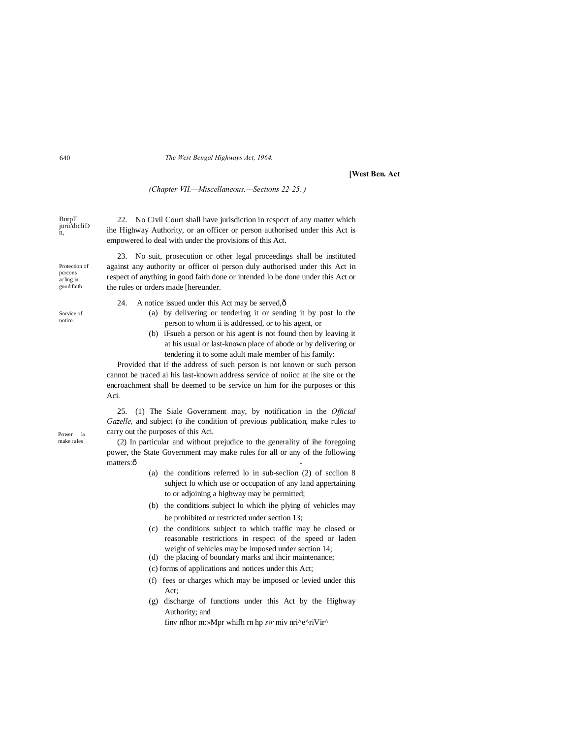**[West Ben. Act**

*(Chapter VII.—Miscellaneous.—Sections 22-25.)*

BnrpT jurii'dicliDn,

22. No Civil Court shall have jurisdiction in rcspcct of any matter which ihe Highway Authority, or an officer or person authorised under this Act is empowered lo deal with under the provisions of this Act.

Protection of pcrcons acling in good faith.

23. No suit, prosecution or other legal proceedings shall be instituted against any authority or officer oi person duly authorised under this Act in respect of anything in good faith done or intended lo be done under this Act or the rules or orders made [hereunder.

Sorvice of notice.

24. A notice issued under this Act may be served,ð

(a) by delivering or tendering it or sending it by post lo the person to whom ii is addressed, or to his agent, or

(b) iFsueh a person or his agent is not found then by leaving it at his usual or last-known place of abode or by delivering or tendering it to some adult male member of his family:

Provided that if the address of such person is not known or such person cannot be traced ai his last-known address service of noiicc at ihe site or the encroachment shall be deemed to be service on him for ihe purposes or this Aci.

Power la make rules

25. (1) The Siale Government may, by notification in the *Official Gazelle,* and subject (o ihe condition of previous publication, make rules to carry out the purposes of this Aci.

(2) In particular and without prejudice to the generality of ihe foregoing power, the State Government may make rules for all or any of the following matters:ð -

(a) the conditions referred lo in sub-seclion (2) of scclion 8 suhject lo which use or occupation of any land appertaining to or adjoining a highway may be permitted;

(b) the conditions subject lo which ihe plying of vehicles may be prohibited or restricted under section 13;

(c) the conditions subject to which traffic may be closed or reasonable restrictions in respect of the speed or laden weight of vehicles may be imposed under section 14;

(d) the placing of boundary marks and ihcir maintenance;

(c) forms of applications and notices under this Act;

(f) fees or charges which may be imposed or levied under this Act;

(g) discharge of functions under this Act by the Highway Authority; and

finv nfhor m:»Mpr whifh rn hp *s\r* miv nri^e^riVir^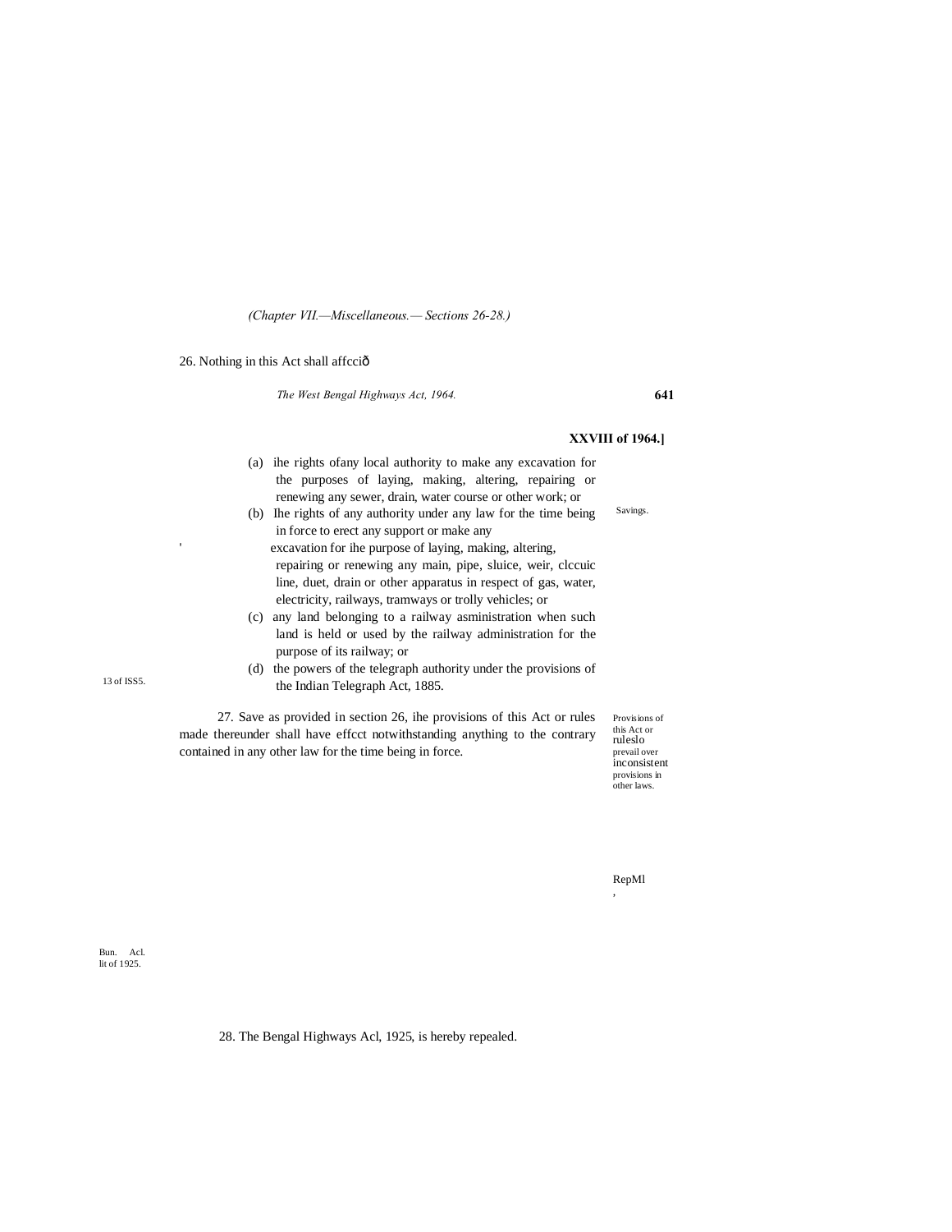(*Chapter VII.—Miscellaneous.— Sections 26-28.*)

26. Nothing in this Act shall affcciô

Savings.

(a) ihe rights ofany local authority to make any excavation for the purposes of laying, making, altering, repairing or renewing any sewer, drain, water course or other work; or

(b) Ihe rights of any authority under any law for the time being in force to erect any support or make any excavation for ihe purpose of laying, making, altering, repairing or renewing any main, pipe, sluice, weir, clccuic line, duet, drain or other apparatus in respect of gas, water, electricity, railways, tramways or trolly vehicles; or

(c) any land belonging to a railway asministration when such land is held or used by the railway administration for the purpose of its railway; or

(d) the powers of the telegraph authority under the provisions of the Indian Telegraph Act, 1885.

13 of ISS5.

Provisions of this Act or ruleslo prevail over inconsistent provisions in other laws.

27. Save as provided in section 26, ihe provisions of this Act or rules made thereunder shall have effcct notwithstanding anything to the contrary contained in any other law for the time being in force.

RepMl

Bun. Acl. lit of 1925.

28. The Bengal Highways Acl, 1925, is hereby repealed.